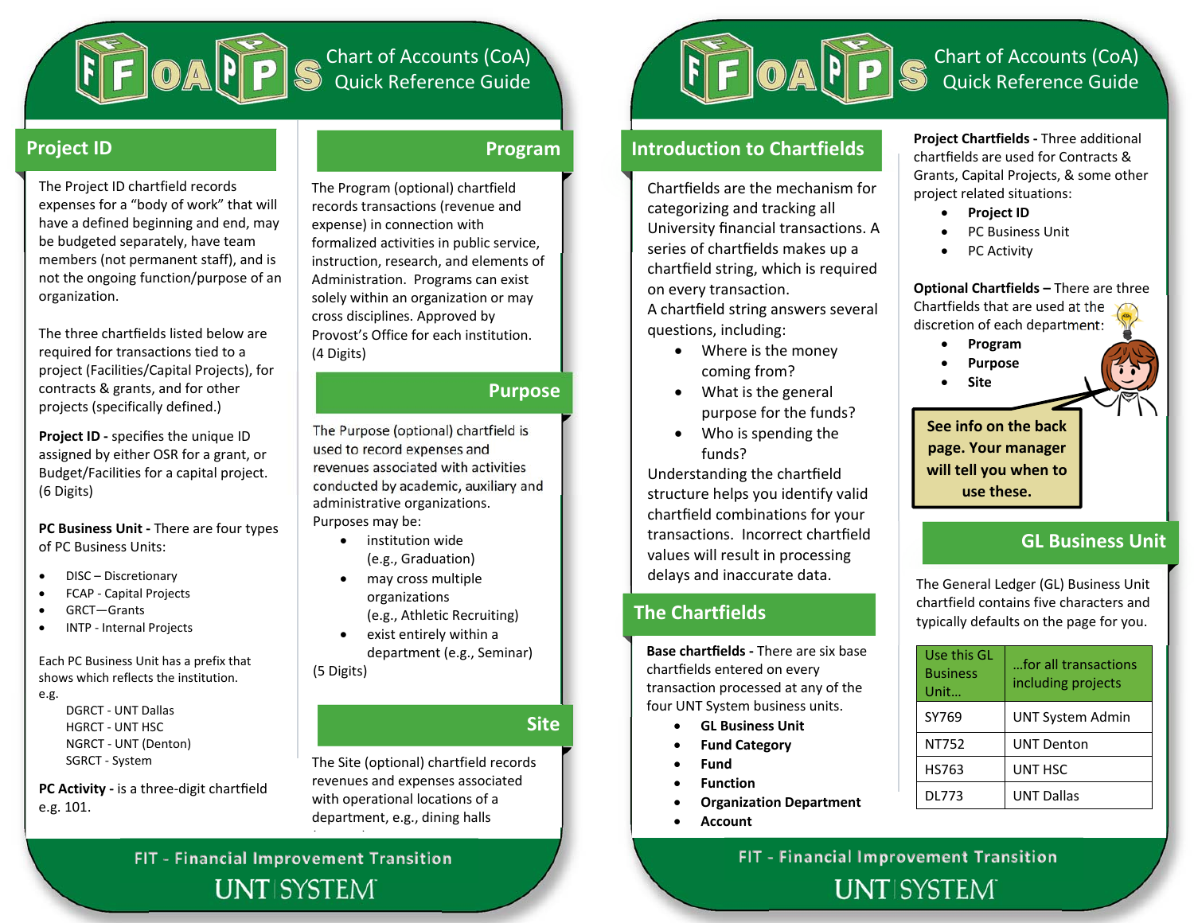# FOAPPS Chart of Accounts (CoA) Quick Reference Guide

## Project ID

The Project ID chartfield records expenses for a "body of work" that will have a defined beginning and end, may be budgeted separately, have team members (not permanent staff), and is not the ongoing function/purpose of an organization.

The three chartfields listed below are required for transactions tied to a project (Facilities/Capital Projects), for contracts & grants, and for other projects (specifically defined.)

**Project ID -** specifies the unique ID assigned by either OSR for a grant, or Budget/Facilities for a capital project. (6 Digits)

**PC Business Unit -** There are four types of PC Business Units:

- DISC – Discretionary
- FCAP - Capital Projects
- GRCT—Grants
- INTP - Internal Projects

Each PC Business Unit has a prefix that shows which reflects the institution. e.g.

DGRCT - UNT Dallas
HGRCT - UNT HSC
NGRCT - UNT (Denton)
SGRCT - System

**PC Activity -** is a three-digit chartfield e.g. 101.

## Program

The Program (optional) chartfield records transactions (revenue and expense) in connection with formalized activities in public service, instruction, research, and elements of Administration. Programs can exist solely within an organization or may cross disciplines. Approved by Provost's Office for each institution. (4 Digits)

## Purpose

The Purpose (optional) chartfield is used to record expenses and revenues associated with activities conducted by academic, auxiliary and administrative organizations. Purposes may be:

- institution wide (e.g., Graduation)
- may cross multiple organizations (e.g., Athletic Recruiting)
- exist entirely within a department (e.g., Seminar)

(5 Digits)

## Site

The Site (optional) chartfield records revenues and expenses associated with operational locations of a department, e.g., dining halls

FIT - Financial Improvement Transition

UNT SYSTEM

# FOAPPS Chart of Accounts (CoA) Quick Reference Guide

## Introduction to Chartfields

Chartfields are the mechanism for categorizing and tracking all University financial transactions. A series of chartfields makes up a chartfield string, which is required on every transaction.

A chartfield string answers several questions, including:

- Where is the money coming from?
- What is the general purpose for the funds?
- Who is spending the funds?

Understanding the chartfield structure helps you identify valid chartfield combinations for your transactions. Incorrect chartfield values will result in processing delays and inaccurate data.

## The Chartfields

**Base chartfields -** There are six base chartfields entered on every transaction processed at any of the four UNT System business units.

- **GL Business Unit**
- **Fund Category**
- **Fund**
- **Function**
- **Organization Department**
- **Account**

**Project Chartfields -** Three additional chartfields are used for Contracts & Grants, Capital Projects, & some other project related situations:

- **Project ID**
- PC Business Unit
- PC Activity

**Optional Chartfields –** There are three Chartfields that are used at the discretion of each department:

- **Program**
- **Purpose**
- **Site**

**See info on the back page. Your manager will tell you when to use these.**

## GL Business Unit

The General Ledger (GL) Business Unit chartfield contains five characters and typically defaults on the page for you.

| Use this GL Business Unit… | …for all transactions including projects |
|---|---|
| SY769 | UNT System Admin |
| NT752 | UNT Denton |
| HS763 | UNT HSC |
| DL773 | UNT Dallas |

FIT - Financial Improvement Transition

UNT SYSTEM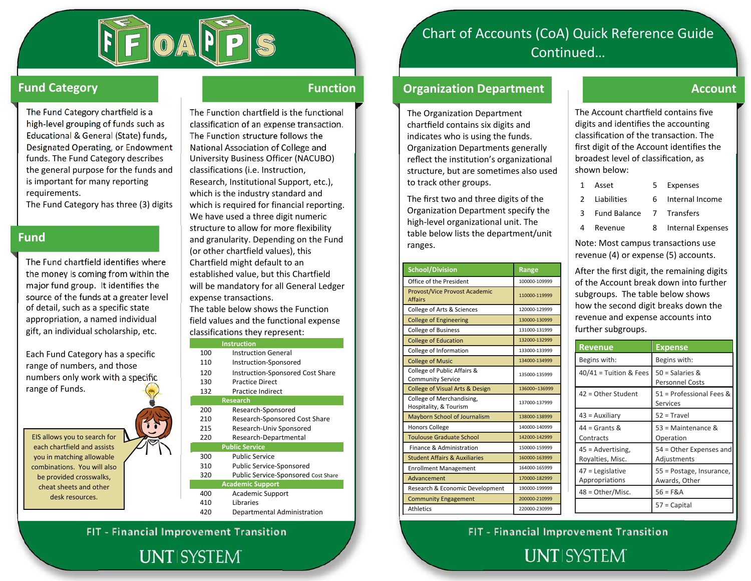# FOAPPS

## Fund Category

The Fund Category chartfield is a high-level grouping of funds such as Educational & General (State) funds, Designated Operating, or Endowment funds. The Fund Category describes the general purpose for the funds and is important for many reporting requirements.
The Fund Category has three (3) digits

## Fund

The Fund chartfield identifies where the money is coming from within the major fund group. It identifies the source of the funds at a greater level of detail, such as a specific state appropriation, a named individual gift, an individual scholarship, etc.

Each Fund Category has a specific range of numbers, and those numbers only work with a specific range of Funds.

EIS allows you to search for each chartfield and assists you in matching allowable combinations. You will also be provided crosswalks, cheat sheets and other desk resources.

## Function

The Function chartfield is the functional classification of an expense transaction. The Function structure follows the National Association of College and University Business Officer (NACUBO) classifications (i.e. Instruction, Research, Institutional Support, etc.), which is the industry standard and which is required for financial reporting. We have used a three digit numeric structure to allow for more flexibility and granularity. Depending on the Fund (or other chartfield values), this Chartfield might default to an established value, but this Chartfield will be mandatory for all General Ledger expense transactions.
The table below shows the Function field values and the functional expense classifications they represent:

| | |
|---|---|
| **Instruction** | |
| 100 | Instruction General |
| 110 | Instruction-Sponsored |
| 120 | Instruction-Sponsored Cost Share |
| 130 | Practice Direct |
| 132 | Practice Indirect |
| **Research** | |
| 200 | Research-Sponsored |
| 210 | Research-Sponsored Cost Share |
| 215 | Research-Univ Sponsored |
| 220 | Research-Departmental |
| **Public Service** | |
| 300 | Public Service |
| 310 | Public Service-Sponsored |
| 320 | Public Service-Sponsored Cost Share |
| **Academic Support** | |
| 400 | Academic Support |
| 410 | Libraries |
| 420 | Departmental Administration |

# Chart of Accounts (CoA) Quick Reference Guide Continued…

## Organization Department

The Organization Department chartfield contains six digits and indicates who is using the funds. Organization Departments generally reflect the institution's organizational structure, but are sometimes also used to track other groups.

The first two and three digits of the Organization Department specify the high-level organizational unit. The table below lists the department/unit ranges.

| School/Division | Range |
|---|---|
| Office of the President | 100000-109999 |
| Provost/Vice Provost Academic Affairs | 110000-119999 |
| College of Arts & Sciences | 120000-129999 |
| College of Engineering | 130000-130999 |
| College of Business | 131000-131999 |
| College of Education | 132000-132999 |
| College of Information | 133000-133999 |
| College of Music | 134000-134999 |
| College of Public Affairs & Community Service | 135000-135999 |
| College of Visual Arts & Design | 136000-136999 |
| College of Merchandising, Hospitality, & Tourism | 137000-137999 |
| Mayborn School of Journalism | 138000-138999 |
| Honors College | 140000-140999 |
| Toulouse Graduate School | 142000-142999 |
| Finance & Administration | 150000-159999 |
| Student Affairs & Auxiliaries | 160000-163999 |
| Enrollment Management | 164000-165999 |
| Advancement | 170000-182999 |
| Research & Economic Development | 190000-199999 |
| Community Engagement | 200000-210999 |
| Athletics | 220000-230999 |

## Account

The Account chartfield contains five digits and identifies the accounting classification of the transaction. The first digit of the Account identifies the broadest level of classification, as shown below:

| | | | |
|---|---|---|---|
| 1 | Asset | 5 | Expenses |
| 2 | Liabilities | 6 | Internal Income |
| 3 | Fund Balance | 7 | Transfers |
| 4 | Revenue | 8 | Internal Expenses |

Note: Most campus transactions use revenue (4) or expense (5) accounts.

After the first digit, the remaining digits of the Account break down into further subgroups. The table below shows how the second digit breaks down the revenue and expense accounts into further subgroups.

| Revenue | Expense |
|---|---|
| Begins with: | Begins with: |
| 40/41 = Tuition & Fees | 50 = Salaries & Personnel Costs |
| 42 = Other Student | 51 = Professional Fees & Services |
| 43 = Auxiliary | 52 = Travel |
| 44 = Grants & Contracts | 53 = Maintenance & Operation |
| 45 = Advertising, Royalties, Misc. | 54 = Other Expenses and Adjustments |
| 47 = Legislative Appropriations | 55 = Postage, Insurance, Awards, Other |
| 48 = Other/Misc. | 56 = F&A |
| | 57 = Capital |

FIT - Financial Improvement Transition

UNT | SYSTEM